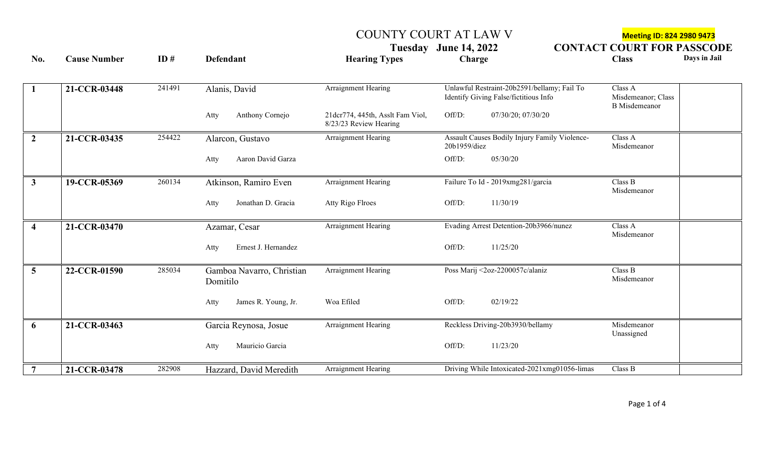# COUNTY COURT AT LAW V

**Tuesday June 14, 2022**

**Meeting ID: 824 2980 9473**

**CONTACT COURT FOR PASSCODE**

| No. | Cause Number | ID # | Defendant | Hearing Types | Charge | Class | Days in Jail |
|---|---|---|---|---|---|---|---|
| **1** | **21-CCR-03448** | 241491 | Alanis, David | Arraignment Hearing | Unlawful Restraint-20b2591/bellamy; Fail To Identify Giving False/fictitious Info | Class A Misdemeanor; Class B Misdemeanor | |
| | | | Atty Anthony Cornejo | 21dcr774, 445th, Asslt Fam Viol, 8/23/23 Review Hearing | Off/D: 07/30/20; 07/30/20 | | |
| **2** | **21-CCR-03435** | 254422 | Alarcon, Gustavo | Arraignment Hearing | Assault Causes Bodily Injury Family Violence-20b1959/diez | Class A Misdemeanor | |
| | | | Atty Aaron David Garza | | Off/D: 05/30/20 | | |
| **3** | **19-CCR-05369** | 260134 | Atkinson, Ramiro Even | Arraignment Hearing | Failure To Id - 2019xmg281/garcia | Class B Misdemeanor | |
| | | | Atty Jonathan D. Gracia | Atty Rigo Flroes | Off/D: 11/30/19 | | |
| **4** | **21-CCR-03470** | | Azamar, Cesar | Arraignment Hearing | Evading Arrest Detention-20b3966/nunez | Class A Misdemeanor | |
| | | | Atty Ernest J. Hernandez | | Off/D: 11/25/20 | | |
| **5** | **22-CCR-01590** | 285034 | Gamboa Navarro, Christian Domitilo | Arraignment Hearing | Poss Marij <2oz-2200057c/alaniz | Class B Misdemeanor | |
| | | | Atty James R. Young, Jr. | Woa Efiled | Off/D: 02/19/22 | | |
| **6** | **21-CCR-03463** | | Garcia Reynosa, Josue | Arraignment Hearing | Reckless Driving-20b3930/bellamy | Misdemeanor Unassigned | |
| | | | Atty Mauricio Garcia | | Off/D: 11/23/20 | | |
| **7** | **21-CCR-03478** | 282908 | Hazzard, David Meredith | Arraignment Hearing | Driving While Intoxicated-2021xmg01056-limas | Class B | |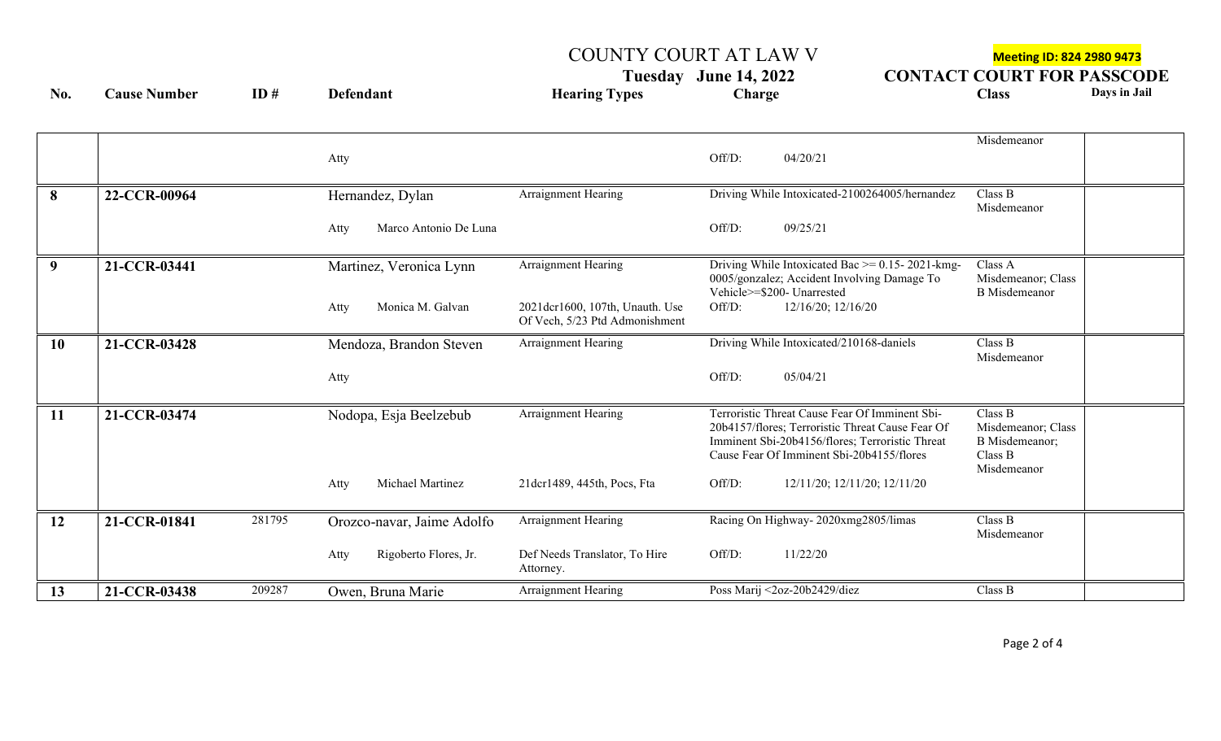# COUNTY COURT AT LAW V

**Tuesday June 14, 2022**

**Meeting ID: 824 2980 9473**

**CONTACT COURT FOR PASSCODE**

| No. | Cause Number | ID # | Defendant | Hearing Types | Charge | Class | Days in Jail |
|---|---|---|---|---|---|---|---|
| | | | | | | Misdemeanor | |
| | | | Atty | | Off/D: 04/20/21 | | |
| 8 | 22-CCR-00964 | | Hernandez, Dylan | Arraignment Hearing | Driving While Intoxicated-2100264005/hernandez | Class B Misdemeanor | |
| | | | Atty Marco Antonio De Luna | | Off/D: 09/25/21 | | |
| 9 | 21-CCR-03441 | | Martinez, Veronica Lynn | Arraignment Hearing | Driving While Intoxicated Bac >= 0.15- 2021-kmg-0005/gonzalez; Accident Involving Damage To Vehicle>=$200- Unarrested | Class A Misdemeanor; Class B Misdemeanor | |
| | | | Atty Monica M. Galvan | 2021dcr1600, 107th, Unauth. Use Of Vech, 5/23 Ptd Admonishment | Off/D: 12/16/20; 12/16/20 | | |
| 10 | 21-CCR-03428 | | Mendoza, Brandon Steven | Arraignment Hearing | Driving While Intoxicated/210168-daniels | Class B Misdemeanor | |
| | | | Atty | | Off/D: 05/04/21 | | |
| 11 | 21-CCR-03474 | | Nodopa, Esja Beelzebub | Arraignment Hearing | Terroristic Threat Cause Fear Of Imminent Sbi-20b4157/flores; Terroristic Threat Cause Fear Of Imminent Sbi-20b4156/flores; Terroristic Threat Cause Fear Of Imminent Sbi-20b4155/flores | Class B Misdemeanor; Class B Misdemeanor; Class B Misdemeanor | |
| | | | Atty Michael Martinez | 21dcr1489, 445th, Pocs, Fta | Off/D: 12/11/20; 12/11/20; 12/11/20 | | |
| 12 | 21-CCR-01841 | 281795 | Orozco-navar, Jaime Adolfo | Arraignment Hearing | Racing On Highway- 2020xmg2805/limas | Class B Misdemeanor | |
| | | | Atty Rigoberto Flores, Jr. | Def Needs Translator, To Hire Attorney. | Off/D: 11/22/20 | | |
| 13 | 21-CCR-03438 | 209287 | Owen, Bruna Marie | Arraignment Hearing | Poss Marij <2oz-20b2429/diez | Class B | |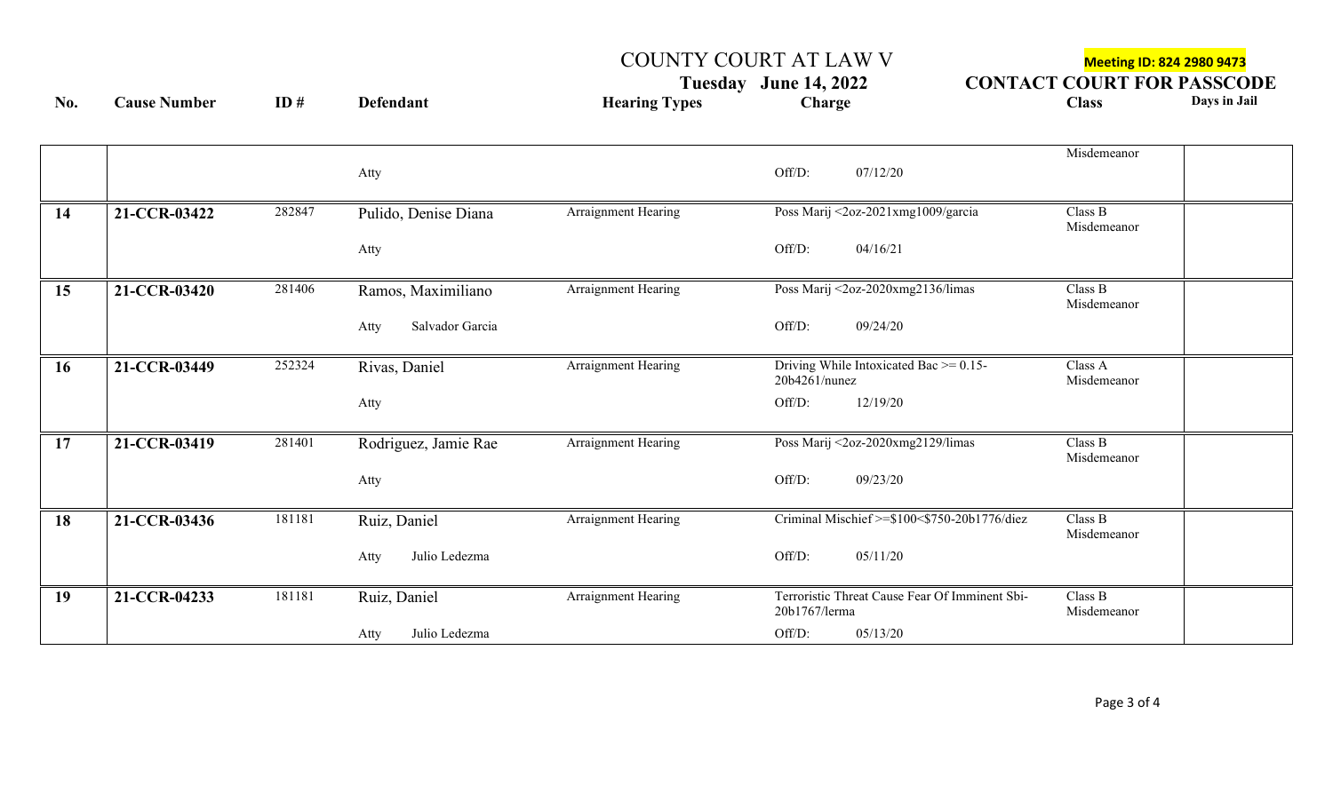# COUNTY COURT AT LAW V

**Tuesday June 14, 2022**

**Meeting ID: 824 2980 9473**

**CONTACT COURT FOR PASSCODE**

| No. | Cause Number | ID # | Defendant | Hearing Types | Charge | Class | Days in Jail |
|---|---|---|---|---|---|---|---|
| | | | | | | Misdemeanor | |
| | | | Atty | | Off/D: 07/12/20 | | |
| 14 | 21-CCR-03422 | 282847 | Pulido, Denise Diana | Arraignment Hearing | Poss Marij <2oz-2021xmg1009/garcia | Class B Misdemeanor | |
| | | | Atty | | Off/D: 04/16/21 | | |
| 15 | 21-CCR-03420 | 281406 | Ramos, Maximiliano | Arraignment Hearing | Poss Marij <2oz-2020xmg2136/limas | Class B Misdemeanor | |
| | | | Atty Salvador Garcia | | Off/D: 09/24/20 | | |
| 16 | 21-CCR-03449 | 252324 | Rivas, Daniel | Arraignment Hearing | Driving While Intoxicated Bac >= 0.15-20b4261/nunez | Class A Misdemeanor | |
| | | | Atty | | Off/D: 12/19/20 | | |
| 17 | 21-CCR-03419 | 281401 | Rodriguez, Jamie Rae | Arraignment Hearing | Poss Marij <2oz-2020xmg2129/limas | Class B Misdemeanor | |
| | | | Atty | | Off/D: 09/23/20 | | |
| 18 | 21-CCR-03436 | 181181 | Ruiz, Daniel | Arraignment Hearing | Criminal Mischief >=$100<$750-20b1776/diez | Class B Misdemeanor | |
| | | | Atty Julio Ledezma | | Off/D: 05/11/20 | | |
| 19 | 21-CCR-04233 | 181181 | Ruiz, Daniel | Arraignment Hearing | Terroristic Threat Cause Fear Of Imminent Sbi-20b1767/lerma | Class B Misdemeanor | |
| | | | Atty Julio Ledezma | | Off/D: 05/13/20 | | |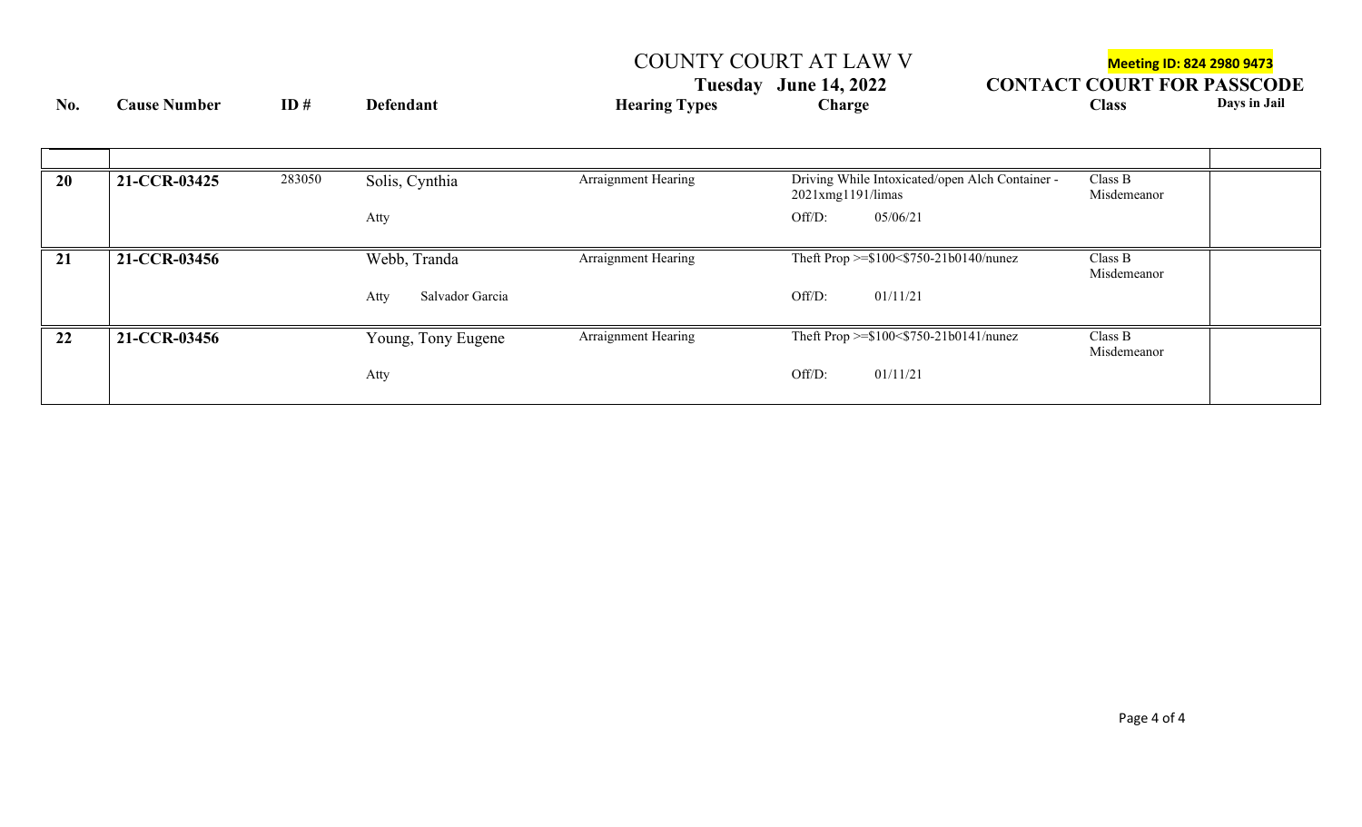# COUNTY COURT AT LAW V

**Tuesday June 14, 2022**

Meeting ID: 824 2980 9473

**CONTACT COURT FOR PASSCODE**

| No. | Cause Number | ID # | Defendant | Hearing Types | Charge | Class | Days in Jail |
|---|---|---|---|---|---|---|---|
| | | | | | | | |
| 20 | 21-CCR-03425 | 283050 | Solis, Cynthia<br>Atty | Arraignment Hearing | Driving While Intoxicated/open Alch Container - 2021xmg1191/limas<br>Off/D: 05/06/21 | Class B Misdemeanor | |
| 21 | 21-CCR-03456 | | Webb, Tranda<br>Atty Salvador Garcia | Arraignment Hearing | Theft Prop >=$100<$750-21b0140/nunez<br>Off/D: 01/11/21 | Class B Misdemeanor | |
| 22 | 21-CCR-03456 | | Young, Tony Eugene<br>Atty | Arraignment Hearing | Theft Prop >=$100<$750-21b0141/nunez<br>Off/D: 01/11/21 | Class B Misdemeanor | |